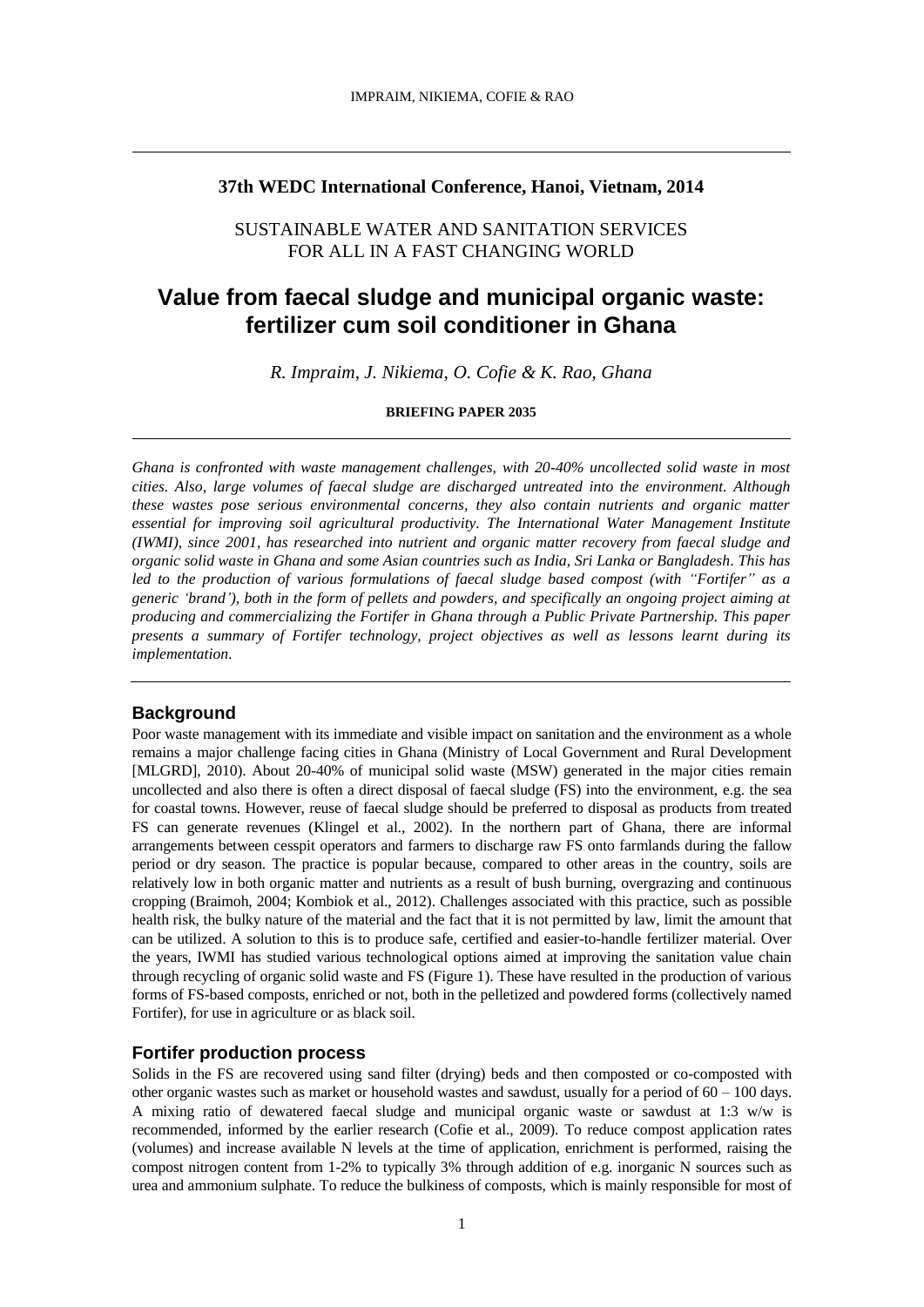**37th WEDC International Conference, Hanoi, Vietnam, 2014**

SUSTAINABLE WATER AND SANITATION SERVICES FOR ALL IN A FAST CHANGING WORLD

# Value from faecal sludge and municipal organic waste: fertilizer cum soil conditioner in Ghana

*R. Impraim, J. Nikiema, O. Cofie & K. Rao, Ghana*

**BRIEFING PAPER 2035**

*Ghana is confronted with waste management challenges, with 20-40% uncollected solid waste in most cities. Also, large volumes of faecal sludge are discharged untreated into the environment. Although these wastes pose serious environmental concerns, they also contain nutrients and organic matter essential for improving soil agricultural productivity. The International Water Management Institute (IWMI), since 2001, has researched into nutrient and organic matter recovery from faecal sludge and organic solid waste in Ghana and some Asian countries such as India, Sri Lanka or Bangladesh. This has led to the production of various formulations of faecal sludge based compost (with "Fortifer" as a generic 'brand'), both in the form of pellets and powders, and specifically an ongoing project aiming at producing and commercializing the Fortifer in Ghana through a Public Private Partnership. This paper presents a summary of Fortifer technology, project objectives as well as lessons learnt during its implementation.*

## Background

Poor waste management with its immediate and visible impact on sanitation and the environment as a whole remains a major challenge facing cities in Ghana (Ministry of Local Government and Rural Development [MLGRD], 2010). About 20-40% of municipal solid waste (MSW) generated in the major cities remain uncollected and also there is often a direct disposal of faecal sludge (FS) into the environment, e.g. the sea for coastal towns. However, reuse of faecal sludge should be preferred to disposal as products from treated FS can generate revenues (Klingel et al., 2002). In the northern part of Ghana, there are informal arrangements between cesspit operators and farmers to discharge raw FS onto farmlands during the fallow period or dry season. The practice is popular because, compared to other areas in the country, soils are relatively low in both organic matter and nutrients as a result of bush burning, overgrazing and continuous cropping (Braimoh, 2004; Kombiok et al., 2012). Challenges associated with this practice, such as possible health risk, the bulky nature of the material and the fact that it is not permitted by law, limit the amount that can be utilized. A solution to this is to produce safe, certified and easier-to-handle fertilizer material. Over the years, IWMI has studied various technological options aimed at improving the sanitation value chain through recycling of organic solid waste and FS (Figure 1). These have resulted in the production of various forms of FS-based composts, enriched or not, both in the pelletized and powdered forms (collectively named Fortifer), for use in agriculture or as black soil.

## Fortifer production process

Solids in the FS are recovered using sand filter (drying) beds and then composted or co-composted with other organic wastes such as market or household wastes and sawdust, usually for a period of 60 – 100 days. A mixing ratio of dewatered faecal sludge and municipal organic waste or sawdust at 1:3 w/w is recommended, informed by the earlier research (Cofie et al., 2009). To reduce compost application rates (volumes) and increase available N levels at the time of application, enrichment is performed, raising the compost nitrogen content from 1-2% to typically 3% through addition of e.g. inorganic N sources such as urea and ammonium sulphate. To reduce the bulkiness of composts, which is mainly responsible for most of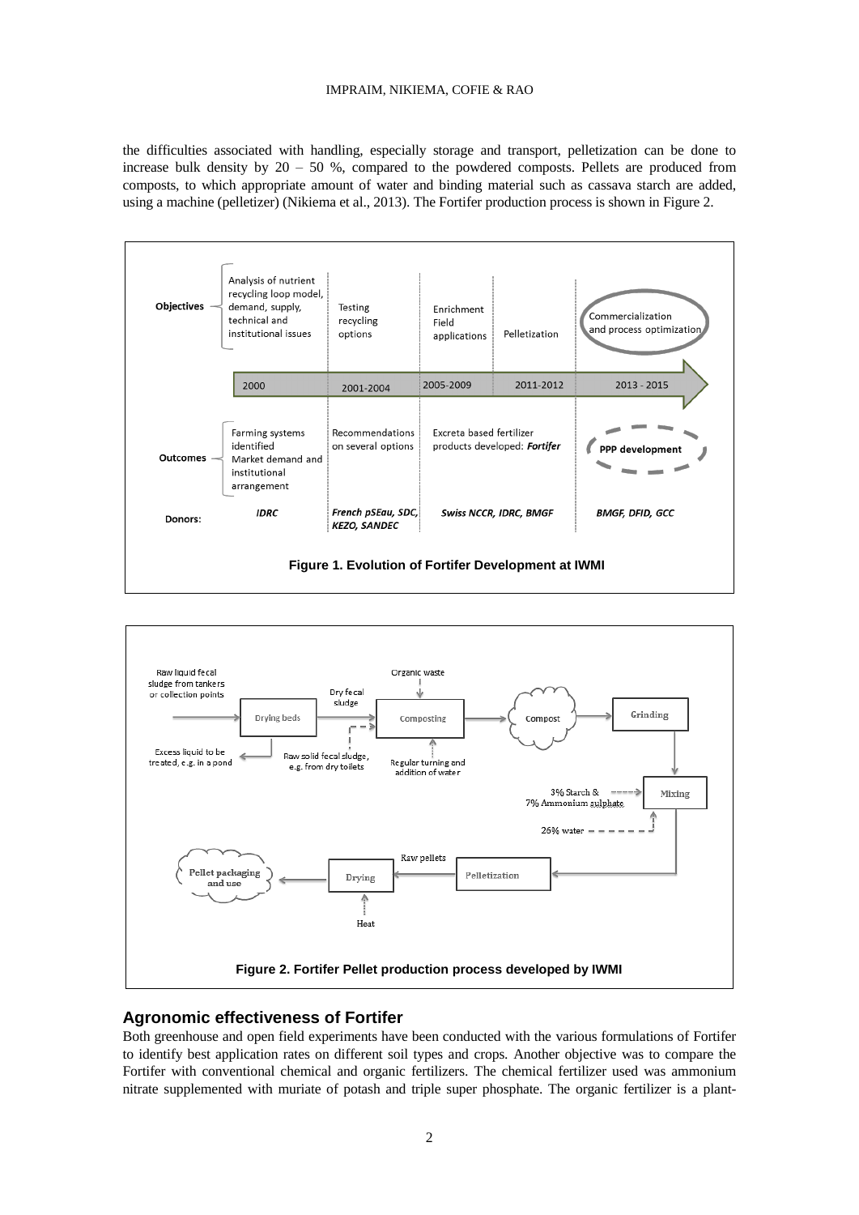the difficulties associated with handling, especially storage and transport, pelletization can be done to increase bulk density by 20 – 50 %, compared to the powdered composts. Pellets are produced from composts, to which appropriate amount of water and binding material such as cassava starch are added, using a machine (pelletizer) (Nikiema et al., 2013). The Fortifer production process is shown in Figure 2.

**Figure 1. Evolution of Fortifer Development at IWMI**

**Figure 2. Fortifer Pellet production process developed by IWMI**

## Agronomic effectiveness of Fortifer

Both greenhouse and open field experiments have been conducted with the various formulations of Fortifer to identify best application rates on different soil types and crops. Another objective was to compare the Fortifer with conventional chemical and organic fertilizers. The chemical fertilizer used was ammonium nitrate supplemented with muriate of potash and triple super phosphate. The organic fertilizer is a plant-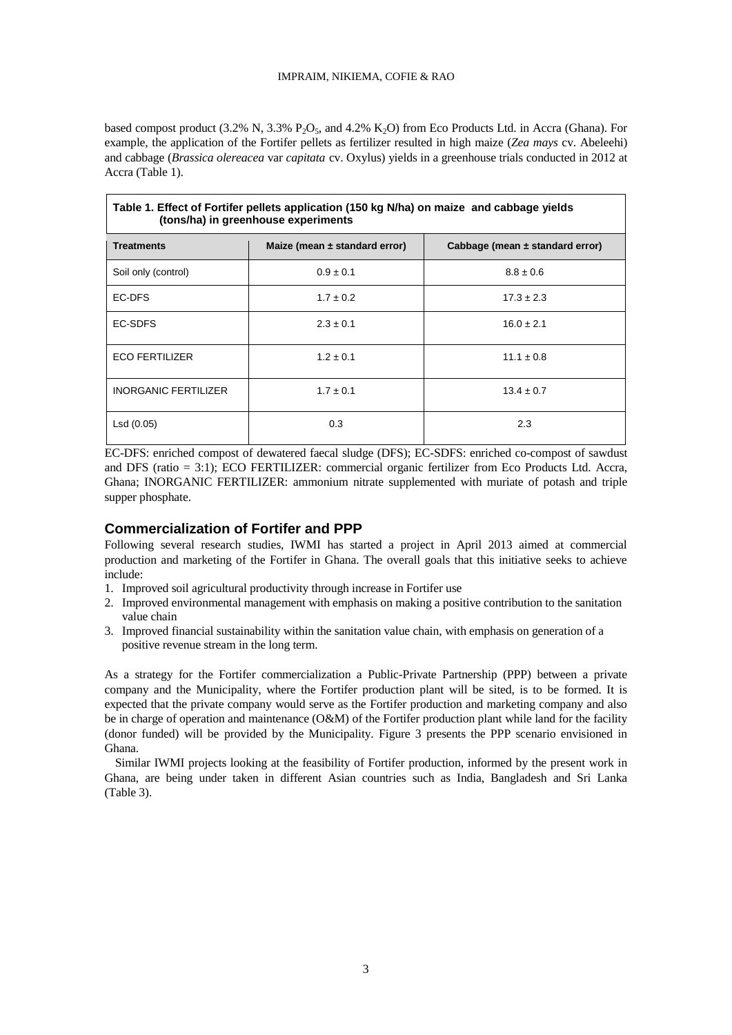based compost product (3.2% N, 3.3% $P_2O_5$, and 4.2% $K_2O$) from Eco Products Ltd. in Accra (Ghana). For example, the application of the Fortifer pellets as fertilizer resulted in high maize (*Zea mays* cv. Abeleehi) and cabbage (*Brassica olereacea* var *capitata* cv. Oxylus) yields in a greenhouse trials conducted in 2012 at Accra (Table 1).

**Table 1. Effect of Fortifer pellets application (150 kg N/ha) on maize and cabbage yields (tons/ha) in greenhouse experiments**

| Treatments | Maize (mean ± standard error) | Cabbage (mean ± standard error) |
|---|---|---|
| Soil only (control) | 0.9 ± 0.1 | 8.8 ± 0.6 |
| EC-DFS | 1.7 ± 0.2 | 17.3 ± 2.3 |
| EC-SDFS | 2.3 ± 0.1 | 16.0 ± 2.1 |
| ECO FERTILIZER | 1.2 ± 0.1 | 11.1 ± 0.8 |
| INORGANIC FERTILIZER | 1.7 ± 0.1 | 13.4 ± 0.7 |
| Lsd (0.05) | 0.3 | 2.3 |

EC-DFS: enriched compost of dewatered faecal sludge (DFS); EC-SDFS: enriched co-compost of sawdust and DFS (ratio = 3:1); ECO FERTILIZER: commercial organic fertilizer from Eco Products Ltd. Accra, Ghana; INORGANIC FERTILIZER: ammonium nitrate supplemented with muriate of potash and triple supper phosphate.

## Commercialization of Fortifer and PPP

Following several research studies, IWMI has started a project in April 2013 aimed at commercial production and marketing of the Fortifer in Ghana. The overall goals that this initiative seeks to achieve include:

1. Improved soil agricultural productivity through increase in Fortifer use
2. Improved environmental management with emphasis on making a positive contribution to the sanitation value chain
3. Improved financial sustainability within the sanitation value chain, with emphasis on generation of a positive revenue stream in the long term.

As a strategy for the Fortifer commercialization a Public-Private Partnership (PPP) between a private company and the Municipality, where the Fortifer production plant will be sited, is to be formed. It is expected that the private company would serve as the Fortifer production and marketing company and also be in charge of operation and maintenance (O&M) of the Fortifer production plant while land for the facility (donor funded) will be provided by the Municipality. Figure 3 presents the PPP scenario envisioned in Ghana.

Similar IWMI projects looking at the feasibility of Fortifer production, informed by the present work in Ghana, are being under taken in different Asian countries such as India, Bangladesh and Sri Lanka (Table 3).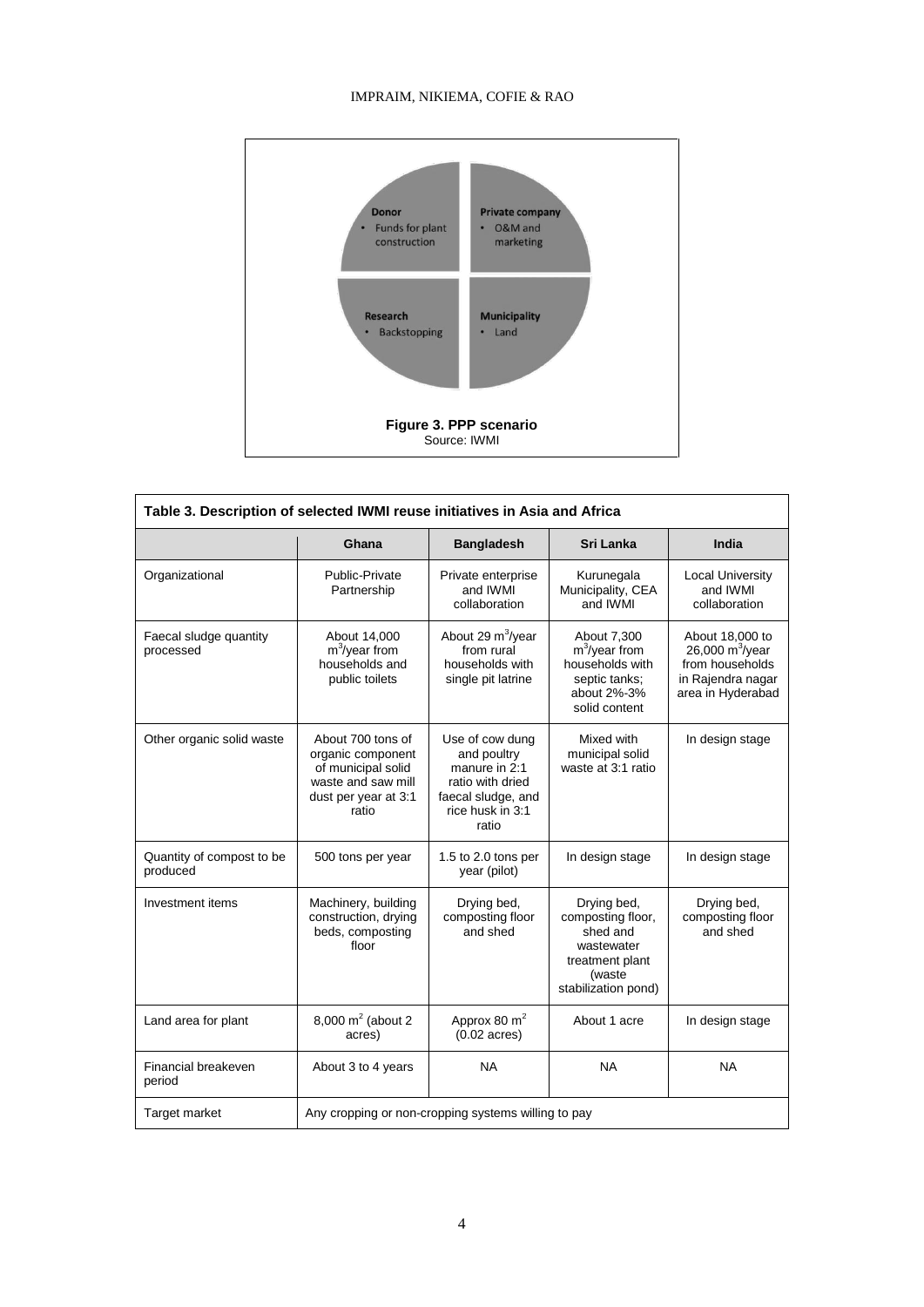**Donor**
- Funds for plant construction

**Private company**
- O&M and marketing

**Research**
- Backstopping

**Municipality**
- Land

**Figure 3. PPP scenario**
Source: IWMI

**Table 3. Description of selected IWMI reuse initiatives in Asia and Africa**

| | Ghana | Bangladesh | Sri Lanka | India |
|---|---|---|---|---|
| Organizational | Public-Private Partnership | Private enterprise and IWMI collaboration | Kurunegala Municipality, CEA and IWMI | Local University and IWMI collaboration |
| Faecal sludge quantity processed | About 14,000 $m^3$/year from households and public toilets | About 29 $m^3$/year from rural households with single pit latrine | About 7,300 $m^3$/year from households with septic tanks; about 2%-3% solid content | About 18,000 to 26,000 $m^3$/year from households in Rajendra nagar area in Hyderabad |
| Other organic solid waste | About 700 tons of organic component of municipal solid waste and saw mill dust per year at 3:1 ratio | Use of cow dung and poultry manure in 2:1 ratio with dried faecal sludge, and rice husk in 3:1 ratio | Mixed with municipal solid waste at 3:1 ratio | In design stage |
| Quantity of compost to be produced | 500 tons per year | 1.5 to 2.0 tons per year (pilot) | In design stage | In design stage |
| Investment items | Machinery, building construction, drying beds, composting floor | Drying bed, composting floor and shed | Drying bed, composting floor, shed and wastewater treatment plant (waste stabilization pond) | Drying bed, composting floor and shed |
| Land area for plant | 8,000 $m^2$ (about 2 acres) | Approx 80 $m^2$ (0.02 acres) | About 1 acre | In design stage |
| Financial breakeven period | About 3 to 4 years | NA | NA | NA |
| Target market | Any cropping or non-cropping systems willing to pay | | | |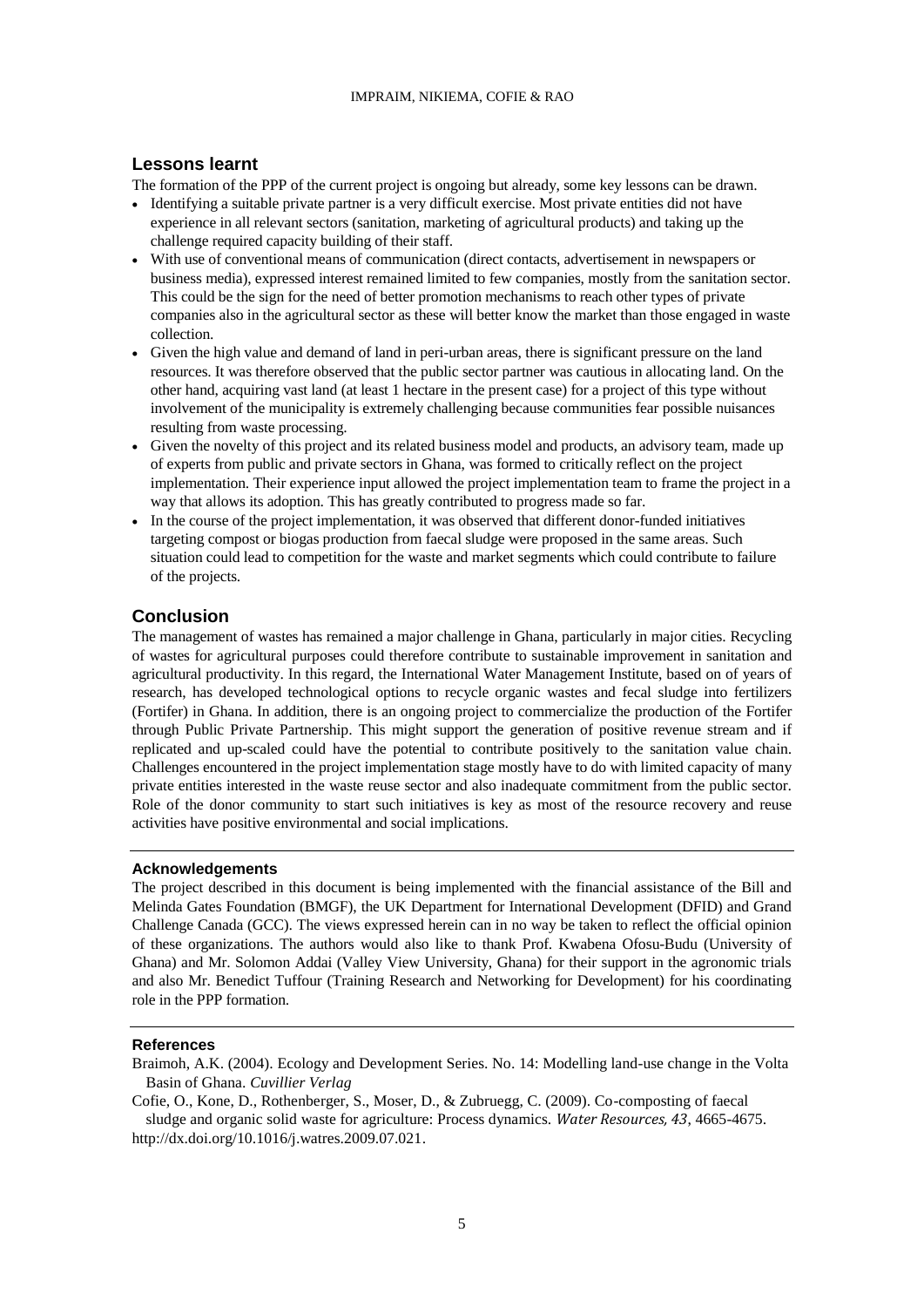## Lessons learnt

The formation of the PPP of the current project is ongoing but already, some key lessons can be drawn.

- Identifying a suitable private partner is a very difficult exercise. Most private entities did not have experience in all relevant sectors (sanitation, marketing of agricultural products) and taking up the challenge required capacity building of their staff.
- With use of conventional means of communication (direct contacts, advertisement in newspapers or business media), expressed interest remained limited to few companies, mostly from the sanitation sector. This could be the sign for the need of better promotion mechanisms to reach other types of private companies also in the agricultural sector as these will better know the market than those engaged in waste collection.
- Given the high value and demand of land in peri-urban areas, there is significant pressure on the land resources. It was therefore observed that the public sector partner was cautious in allocating land. On the other hand, acquiring vast land (at least 1 hectare in the present case) for a project of this type without involvement of the municipality is extremely challenging because communities fear possible nuisances resulting from waste processing.
- Given the novelty of this project and its related business model and products, an advisory team, made up of experts from public and private sectors in Ghana, was formed to critically reflect on the project implementation. Their experience input allowed the project implementation team to frame the project in a way that allows its adoption. This has greatly contributed to progress made so far.
- In the course of the project implementation, it was observed that different donor-funded initiatives targeting compost or biogas production from faecal sludge were proposed in the same areas. Such situation could lead to competition for the waste and market segments which could contribute to failure of the projects.

## Conclusion

The management of wastes has remained a major challenge in Ghana, particularly in major cities. Recycling of wastes for agricultural purposes could therefore contribute to sustainable improvement in sanitation and agricultural productivity. In this regard, the International Water Management Institute, based on of years of research, has developed technological options to recycle organic wastes and fecal sludge into fertilizers (Fortifer) in Ghana. In addition, there is an ongoing project to commercialize the production of the Fortifer through Public Private Partnership. This might support the generation of positive revenue stream and if replicated and up-scaled could have the potential to contribute positively to the sanitation value chain. Challenges encountered in the project implementation stage mostly have to do with limited capacity of many private entities interested in the waste reuse sector and also inadequate commitment from the public sector. Role of the donor community to start such initiatives is key as most of the resource recovery and reuse activities have positive environmental and social implications.

#### Acknowledgements

The project described in this document is being implemented with the financial assistance of the Bill and Melinda Gates Foundation (BMGF), the UK Department for International Development (DFID) and Grand Challenge Canada (GCC). The views expressed herein can in no way be taken to reflect the official opinion of these organizations. The authors would also like to thank Prof. Kwabena Ofosu-Budu (University of Ghana) and Mr. Solomon Addai (Valley View University, Ghana) for their support in the agronomic trials and also Mr. Benedict Tuffour (Training Research and Networking for Development) for his coordinating role in the PPP formation.

#### References

Braimoh, A.K. (2004). Ecology and Development Series. No. 14: Modelling land-use change in the Volta Basin of Ghana. *Cuvillier Verlag*

Cofie, O., Kone, D., Rothenberger, S., Moser, D., & Zubruegg, C. (2009). Co-composting of faecal sludge and organic solid waste for agriculture: Process dynamics. *Water Resources, 43*, 4665-4675. http://dx.doi.org/10.1016/j.watres.2009.07.021.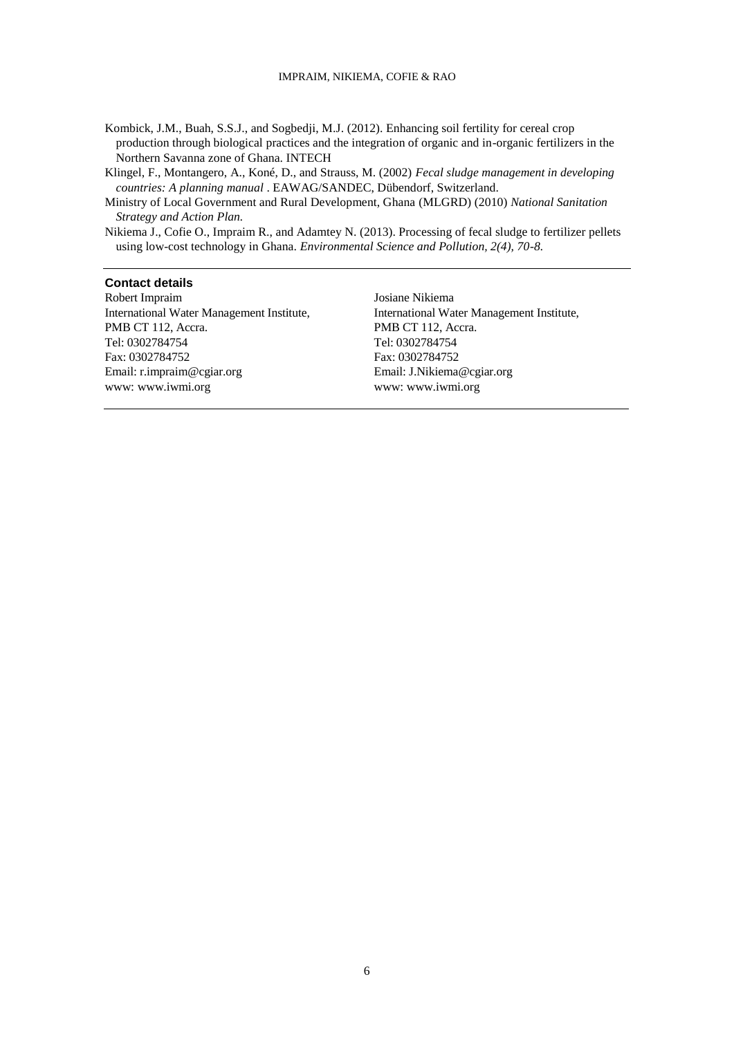Kombick, J.M., Buah, S.S.J., and Sogbedji, M.J. (2012). Enhancing soil fertility for cereal crop production through biological practices and the integration of organic and in-organic fertilizers in the Northern Savanna zone of Ghana. INTECH

Klingel, F., Montangero, A., Koné, D., and Strauss, M. (2002) *Fecal sludge management in developing countries: A planning manual* . EAWAG/SANDEC, Dübendorf, Switzerland.

Ministry of Local Government and Rural Development, Ghana (MLGRD) (2010) *National Sanitation Strategy and Action Plan.*

Nikiema J., Cofie O., Impraim R., and Adamtey N. (2013). Processing of fecal sludge to fertilizer pellets using low-cost technology in Ghana. *Environmental Science and Pollution, 2(4), 70-8.*

**Contact details**

Robert Impraim
International Water Management Institute,
PMB CT 112, Accra.
Tel: 0302784754
Fax: 0302784752
Email: r.impraim@cgiar.org
www: www.iwmi.org

Josiane Nikiema
International Water Management Institute,
PMB CT 112, Accra.
Tel: 0302784754
Fax: 0302784752
Email: J.Nikiema@cgiar.org
www: www.iwmi.org